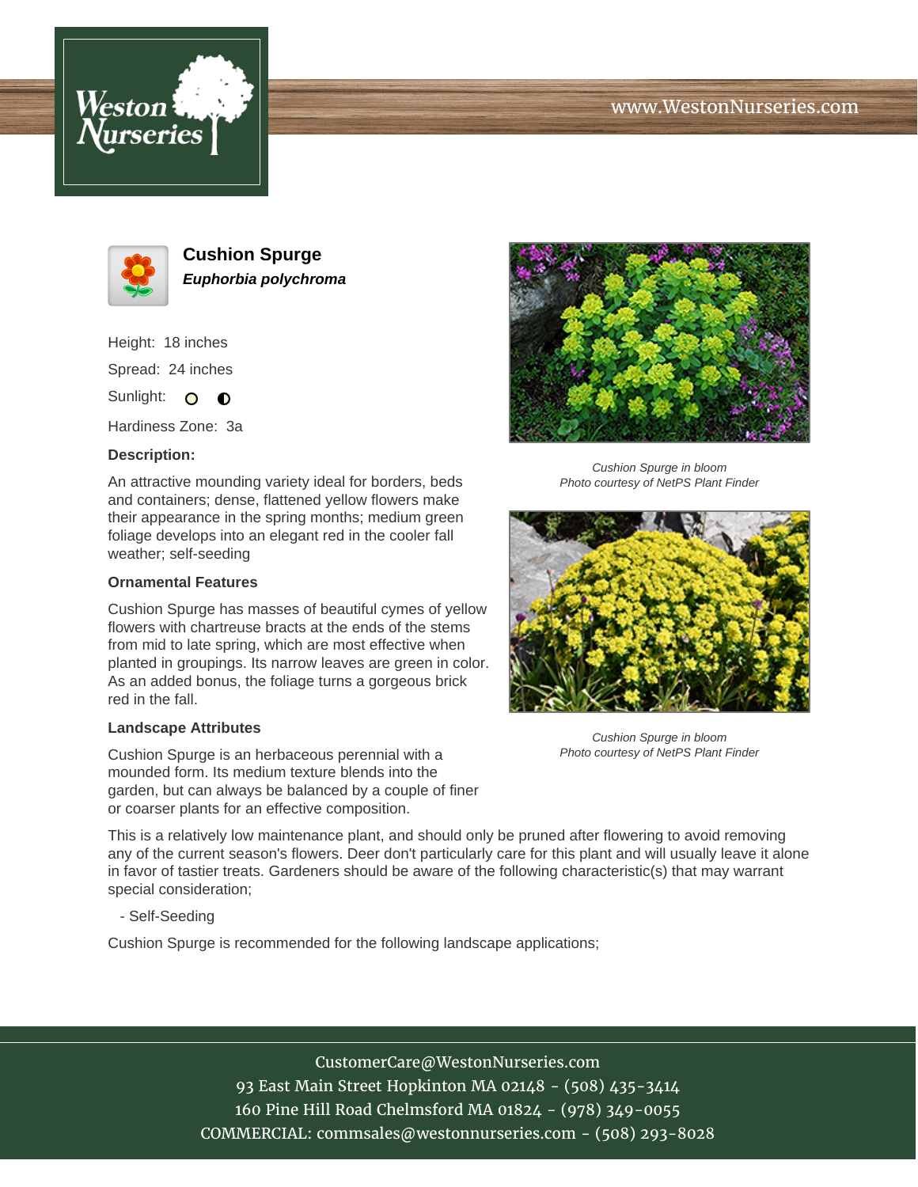Weston Nurseries

www.WestonNurseries.com

# Cushion Spurge

***Euphorbia polychroma***

Height: 18 inches

Spread: 24 inches

Sunlight:

Hardiness Zone: 3a

**Description:**

An attractive mounding variety ideal for borders, beds and containers; dense, flattened yellow flowers make their appearance in the spring months; medium green foliage develops into an elegant red in the cooler fall weather; self-seeding

**Ornamental Features**

Cushion Spurge has masses of beautiful cymes of yellow flowers with chartreuse bracts at the ends of the stems from mid to late spring, which are most effective when planted in groupings. Its narrow leaves are green in color. As an added bonus, the foliage turns a gorgeous brick red in the fall.

**Landscape Attributes**

Cushion Spurge is an herbaceous perennial with a mounded form. Its medium texture blends into the garden, but can always be balanced by a couple of finer or coarser plants for an effective composition.

This is a relatively low maintenance plant, and should only be pruned after flowering to avoid removing any of the current season's flowers. Deer don't particularly care for this plant and will usually leave it alone in favor of tastier treats. Gardeners should be aware of the following characteristic(s) that may warrant special consideration;

- Self-Seeding

Cushion Spurge is recommended for the following landscape applications;

*Cushion Spurge in bloom*
*Photo courtesy of NetPS Plant Finder*

*Cushion Spurge in bloom*
*Photo courtesy of NetPS Plant Finder*

CustomerCare@WestonNurseries.com
93 East Main Street Hopkinton MA 02148 - (508) 435-3414
160 Pine Hill Road Chelmsford MA 01824 - (978) 349-0055
COMMERCIAL: commsales@westonnurseries.com - (508) 293-8028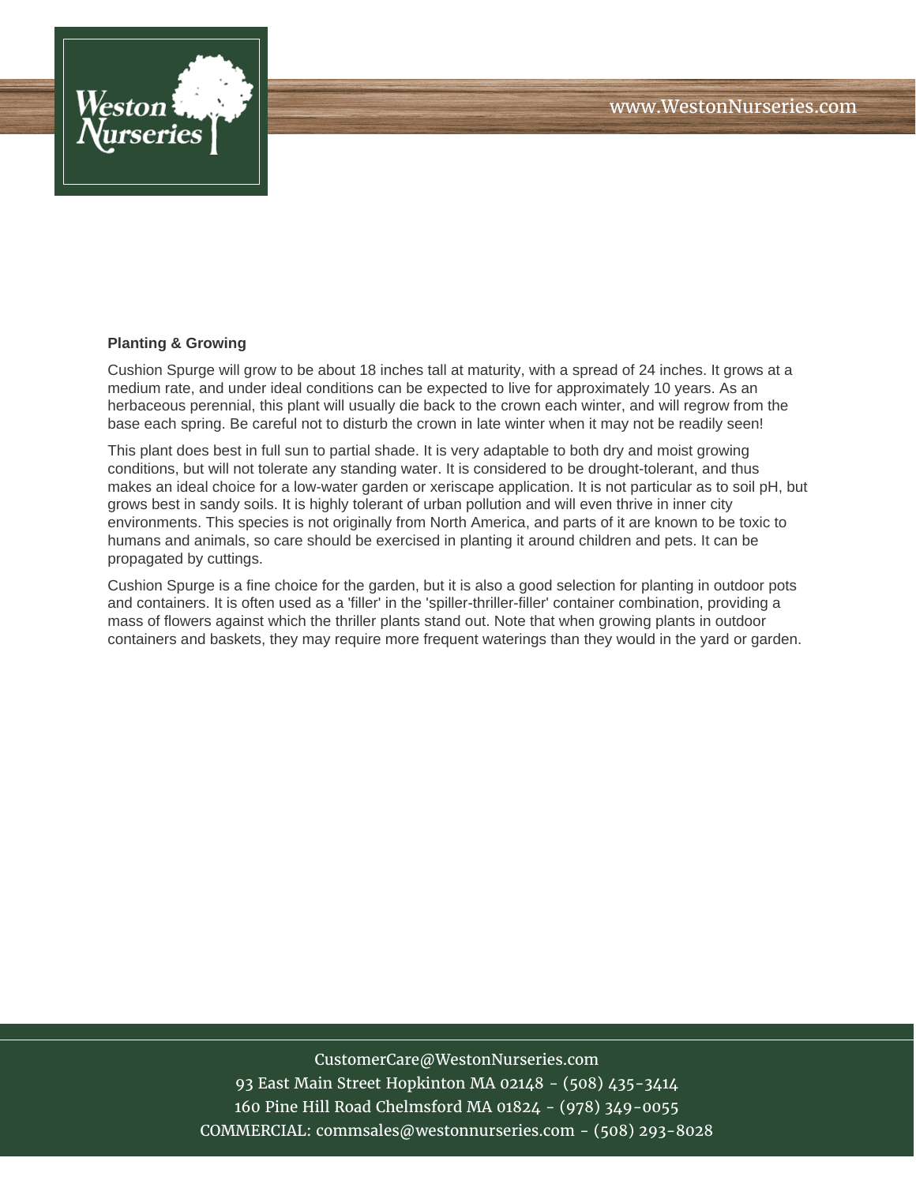## Planting & Growing

Cushion Spurge will grow to be about 18 inches tall at maturity, with a spread of 24 inches. It grows at a medium rate, and under ideal conditions can be expected to live for approximately 10 years. As an herbaceous perennial, this plant will usually die back to the crown each winter, and will regrow from the base each spring. Be careful not to disturb the crown in late winter when it may not be readily seen!

This plant does best in full sun to partial shade. It is very adaptable to both dry and moist growing conditions, but will not tolerate any standing water. It is considered to be drought-tolerant, and thus makes an ideal choice for a low-water garden or xeriscape application. It is not particular as to soil pH, but grows best in sandy soils. It is highly tolerant of urban pollution and will even thrive in inner city environments. This species is not originally from North America, and parts of it are known to be toxic to humans and animals, so care should be exercised in planting it around children and pets. It can be propagated by cuttings.

Cushion Spurge is a fine choice for the garden, but it is also a good selection for planting in outdoor pots and containers. It is often used as a 'filler' in the 'spiller-thriller-filler' container combination, providing a mass of flowers against which the thriller plants stand out. Note that when growing plants in outdoor containers and baskets, they may require more frequent waterings than they would in the yard or garden.